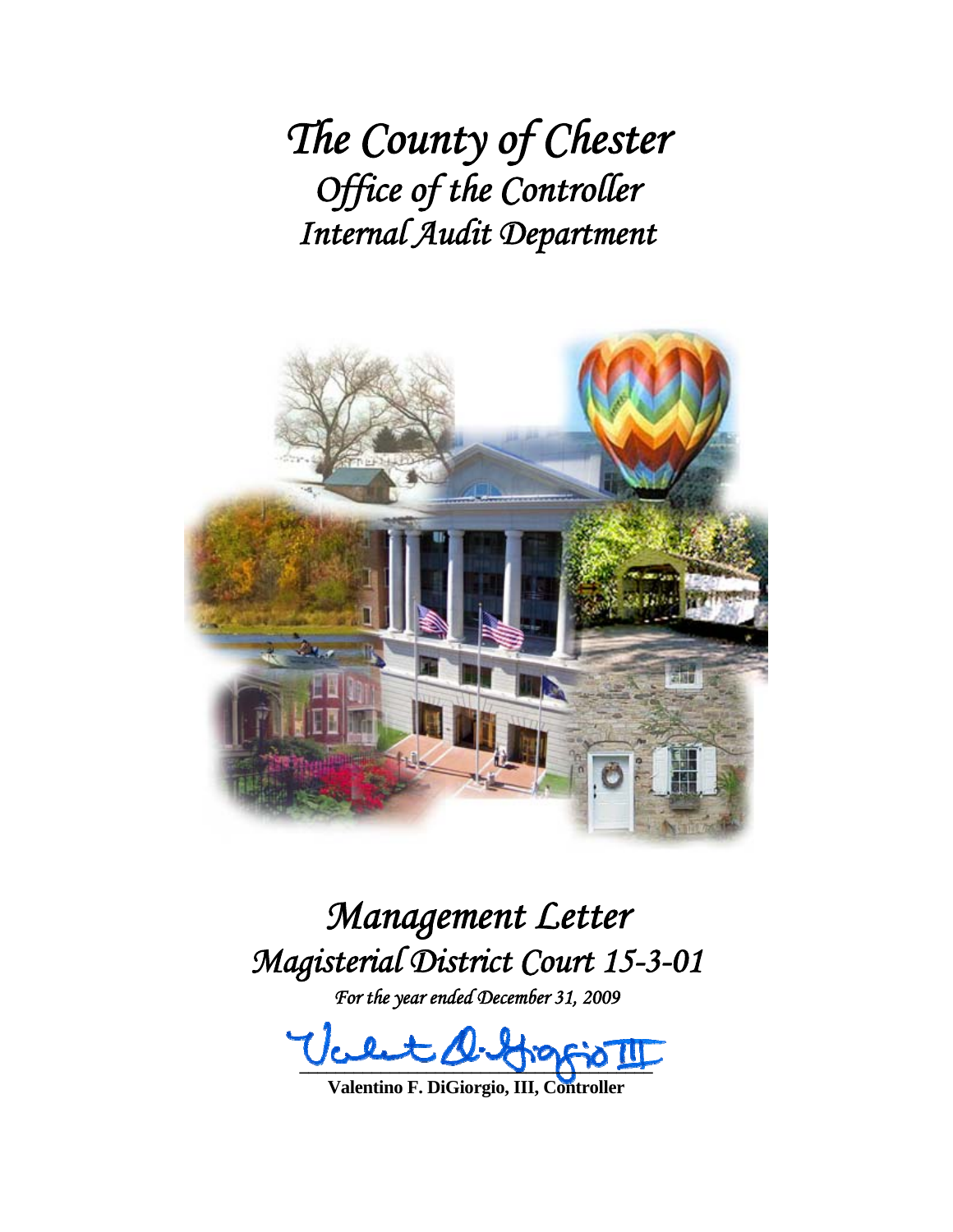# *The County of Chester*
## *Office of the Controller*
## *Internal Audit Department*

# *Management Letter*
## *Magisterial District Court 15-3-01*

*For the year ended December 31, 2009*

**Valentino F. DiGiorgio, III, Controller**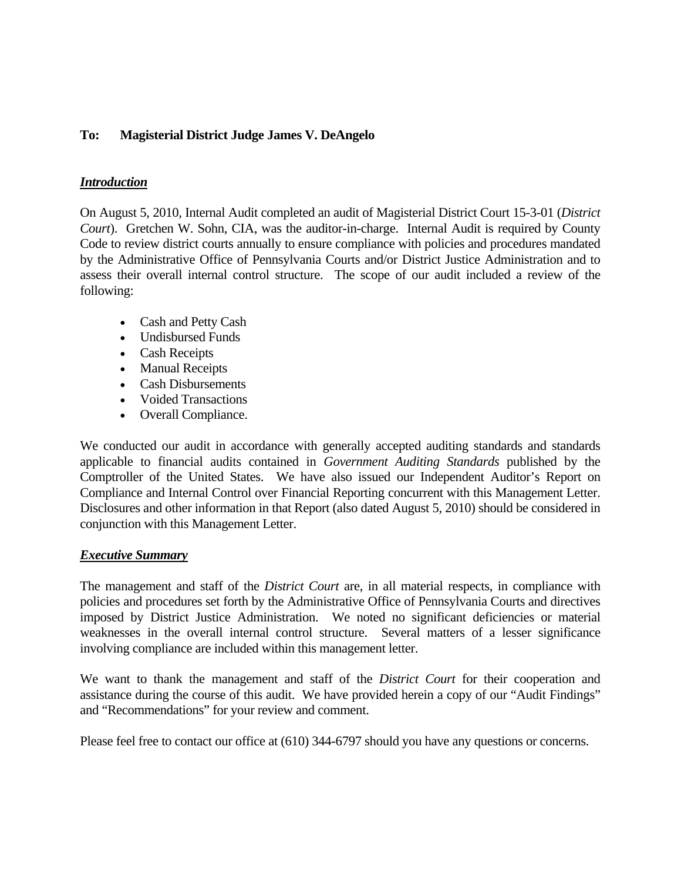**To: Magisterial District Judge James V. DeAngelo**

***Introduction***

On August 5, 2010, Internal Audit completed an audit of Magisterial District Court 15-3-01 (*District Court*). Gretchen W. Sohn, CIA, was the auditor-in-charge. Internal Audit is required by County Code to review district courts annually to ensure compliance with policies and procedures mandated by the Administrative Office of Pennsylvania Courts and/or District Justice Administration and to assess their overall internal control structure. The scope of our audit included a review of the following:

- Cash and Petty Cash
- Undisbursed Funds
- Cash Receipts
- Manual Receipts
- Cash Disbursements
- Voided Transactions
- Overall Compliance.

We conducted our audit in accordance with generally accepted auditing standards and standards applicable to financial audits contained in *Government Auditing Standards* published by the Comptroller of the United States. We have also issued our Independent Auditor's Report on Compliance and Internal Control over Financial Reporting concurrent with this Management Letter. Disclosures and other information in that Report (also dated August 5, 2010) should be considered in conjunction with this Management Letter.

***Executive Summary***

The management and staff of the *District Court* are, in all material respects, in compliance with policies and procedures set forth by the Administrative Office of Pennsylvania Courts and directives imposed by District Justice Administration. We noted no significant deficiencies or material weaknesses in the overall internal control structure. Several matters of a lesser significance involving compliance are included within this management letter.

We want to thank the management and staff of the *District Court* for their cooperation and assistance during the course of this audit. We have provided herein a copy of our "Audit Findings" and "Recommendations" for your review and comment.

Please feel free to contact our office at (610) 344-6797 should you have any questions or concerns.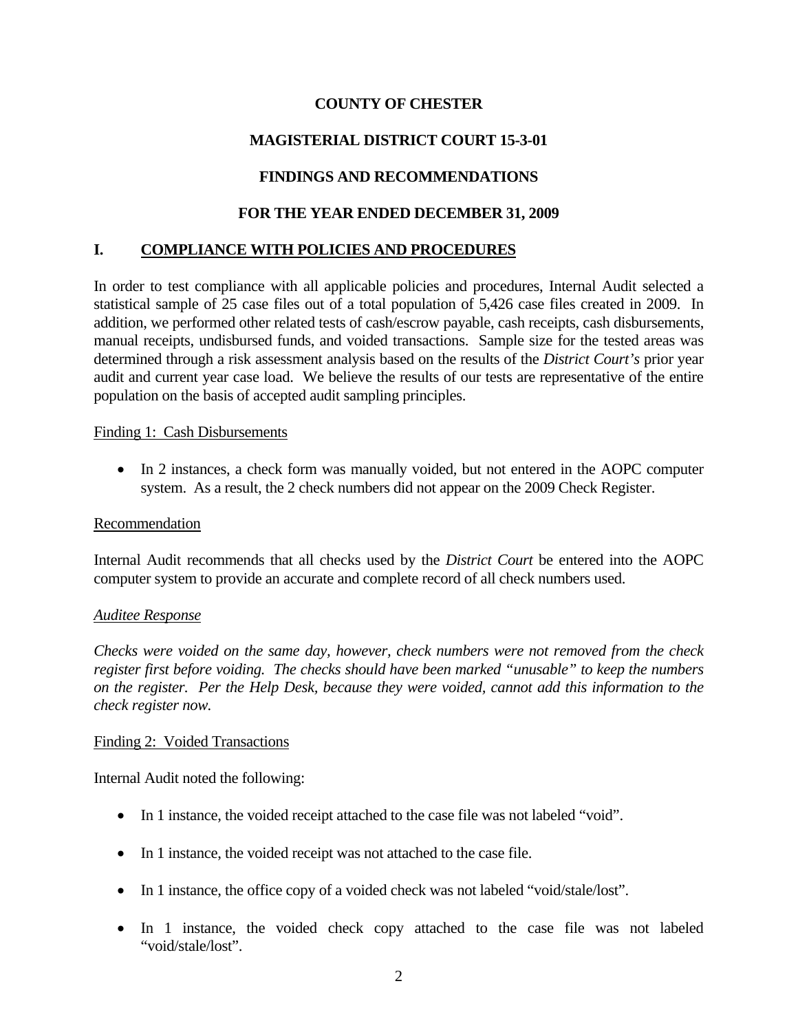**COUNTY OF CHESTER**

**MAGISTERIAL DISTRICT COURT 15-3-01**

**FINDINGS AND RECOMMENDATIONS**

**FOR THE YEAR ENDED DECEMBER 31, 2009**

## I. COMPLIANCE WITH POLICIES AND PROCEDURES

In order to test compliance with all applicable policies and procedures, Internal Audit selected a statistical sample of 25 case files out of a total population of 5,426 case files created in 2009. In addition, we performed other related tests of cash/escrow payable, cash receipts, cash disbursements, manual receipts, undisbursed funds, and voided transactions. Sample size for the tested areas was determined through a risk assessment analysis based on the results of the *District Court's* prior year audit and current year case load. We believe the results of our tests are representative of the entire population on the basis of accepted audit sampling principles.

Finding 1: Cash Disbursements

- In 2 instances, a check form was manually voided, but not entered in the AOPC computer system. As a result, the 2 check numbers did not appear on the 2009 Check Register.

Recommendation

Internal Audit recommends that all checks used by the *District Court* be entered into the AOPC computer system to provide an accurate and complete record of all check numbers used.

*Auditee Response*

*Checks were voided on the same day, however, check numbers were not removed from the check register first before voiding. The checks should have been marked "unusable" to keep the numbers on the register. Per the Help Desk, because they were voided, cannot add this information to the check register now.*

Finding 2: Voided Transactions

Internal Audit noted the following:

- In 1 instance, the voided receipt attached to the case file was not labeled "void".
- In 1 instance, the voided receipt was not attached to the case file.
- In 1 instance, the office copy of a voided check was not labeled "void/stale/lost".
- In 1 instance, the voided check copy attached to the case file was not labeled "void/stale/lost".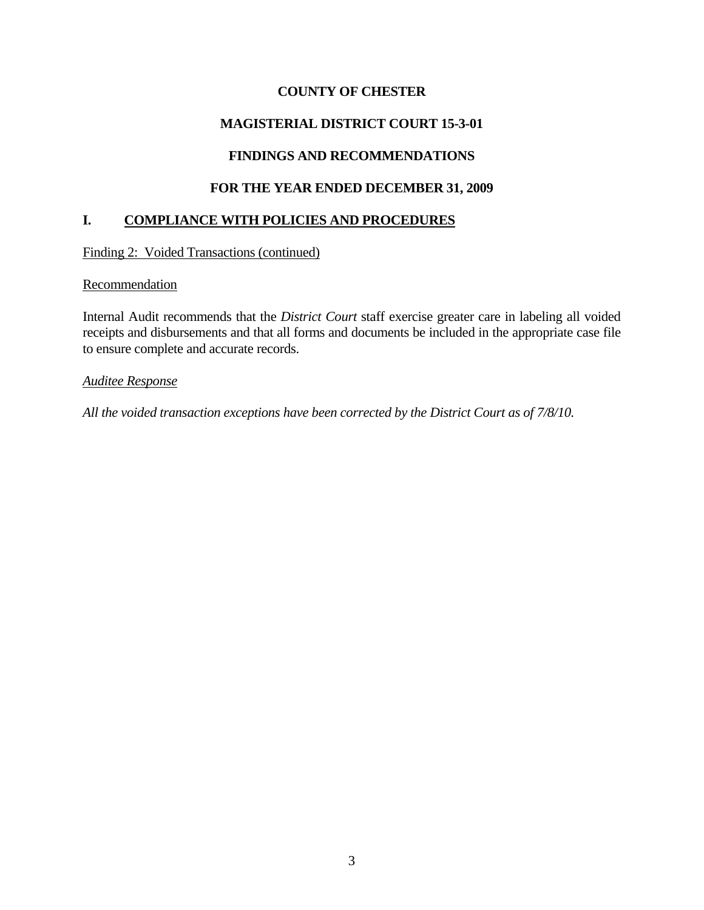**COUNTY OF CHESTER**

**MAGISTERIAL DISTRICT COURT 15-3-01**

**FINDINGS AND RECOMMENDATIONS**

**FOR THE YEAR ENDED DECEMBER 31, 2009**

## I. COMPLIANCE WITH POLICIES AND PROCEDURES

Finding 2: Voided Transactions (continued)

Recommendation

Internal Audit recommends that the *District Court* staff exercise greater care in labeling all voided receipts and disbursements and that all forms and documents be included in the appropriate case file to ensure complete and accurate records.

*Auditee Response*

*All the voided transaction exceptions have been corrected by the District Court as of 7/8/10.*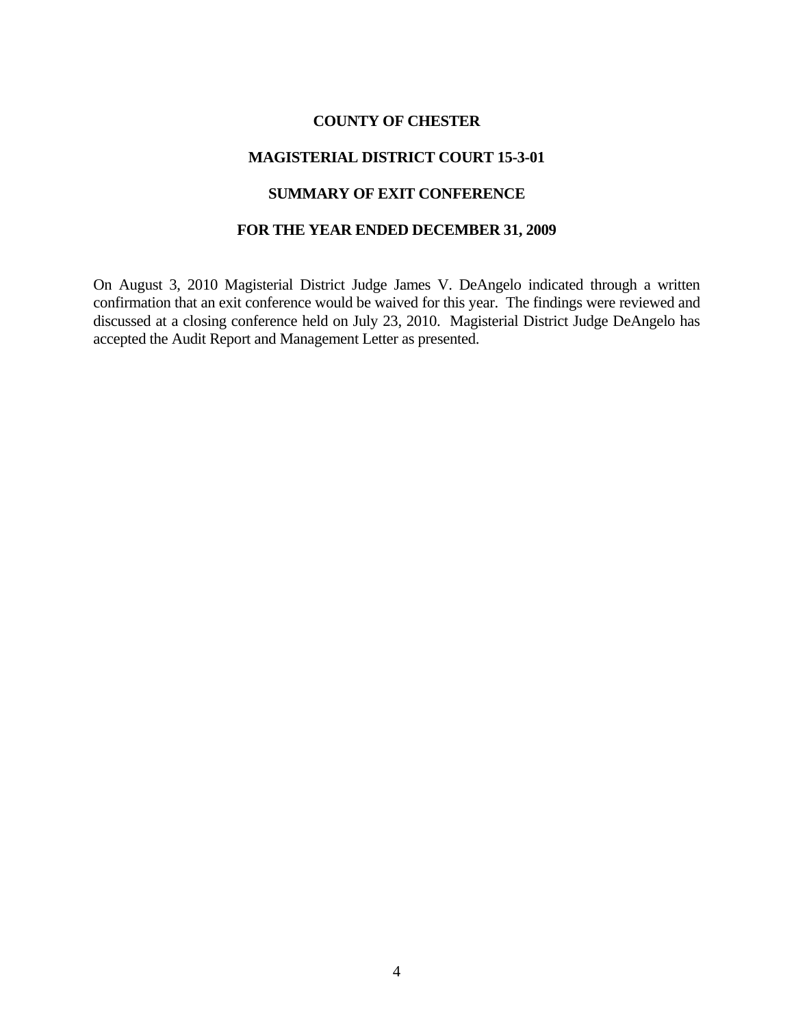**COUNTY OF CHESTER**

**MAGISTERIAL DISTRICT COURT 15-3-01**

**SUMMARY OF EXIT CONFERENCE**

**FOR THE YEAR ENDED DECEMBER 31, 2009**

On August 3, 2010 Magisterial District Judge James V. DeAngelo indicated through a written confirmation that an exit conference would be waived for this year. The findings were reviewed and discussed at a closing conference held on July 23, 2010. Magisterial District Judge DeAngelo has accepted the Audit Report and Management Letter as presented.